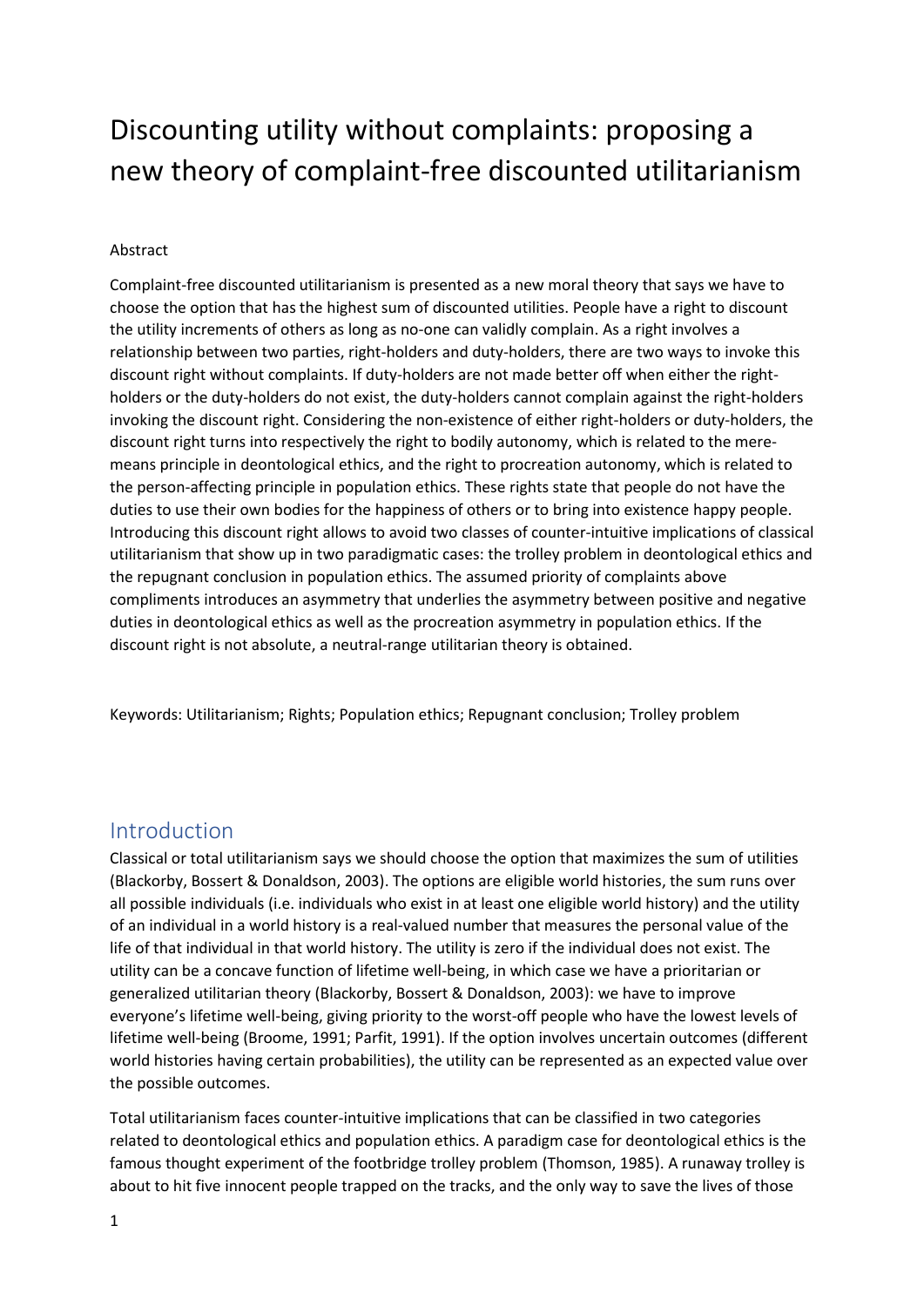# Discounting utility without complaints: proposing a new theory of complaint-free discounted utilitarianism

Abstract

Complaint-free discounted utilitarianism is presented as a new moral theory that says we have to choose the option that has the highest sum of discounted utilities. People have a right to discount the utility increments of others as long as no-one can validly complain. As a right involves a relationship between two parties, right-holders and duty-holders, there are two ways to invoke this discount right without complaints. If duty-holders are not made better off when either the right-holders or the duty-holders do not exist, the duty-holders cannot complain against the right-holders invoking the discount right. Considering the non-existence of either right-holders or duty-holders, the discount right turns into respectively the right to bodily autonomy, which is related to the mere-means principle in deontological ethics, and the right to procreation autonomy, which is related to the person-affecting principle in population ethics. These rights state that people do not have the duties to use their own bodies for the happiness of others or to bring into existence happy people. Introducing this discount right allows to avoid two classes of counter-intuitive implications of classical utilitarianism that show up in two paradigmatic cases: the trolley problem in deontological ethics and the repugnant conclusion in population ethics. The assumed priority of complaints above compliments introduces an asymmetry that underlies the asymmetry between positive and negative duties in deontological ethics as well as the procreation asymmetry in population ethics. If the discount right is not absolute, a neutral-range utilitarian theory is obtained.

Keywords: Utilitarianism; Rights; Population ethics; Repugnant conclusion; Trolley problem

## Introduction

Classical or total utilitarianism says we should choose the option that maximizes the sum of utilities (Blackorby, Bossert & Donaldson, 2003). The options are eligible world histories, the sum runs over all possible individuals (i.e. individuals who exist in at least one eligible world history) and the utility of an individual in a world history is a real-valued number that measures the personal value of the life of that individual in that world history. The utility is zero if the individual does not exist. The utility can be a concave function of lifetime well-being, in which case we have a prioritarian or generalized utilitarian theory (Blackorby, Bossert & Donaldson, 2003): we have to improve everyone's lifetime well-being, giving priority to the worst-off people who have the lowest levels of lifetime well-being (Broome, 1991; Parfit, 1991). If the option involves uncertain outcomes (different world histories having certain probabilities), the utility can be represented as an expected value over the possible outcomes.

Total utilitarianism faces counter-intuitive implications that can be classified in two categories related to deontological ethics and population ethics. A paradigm case for deontological ethics is the famous thought experiment of the footbridge trolley problem (Thomson, 1985). A runaway trolley is about to hit five innocent people trapped on the tracks, and the only way to save the lives of those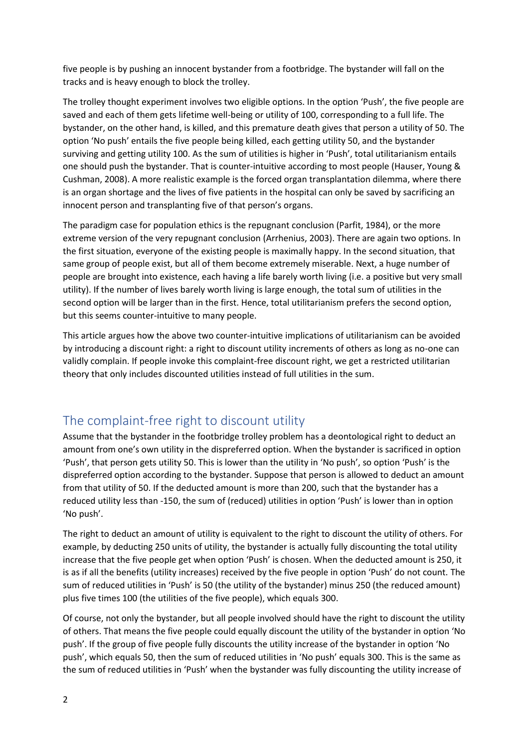five people is by pushing an innocent bystander from a footbridge. The bystander will fall on the tracks and is heavy enough to block the trolley.

The trolley thought experiment involves two eligible options. In the option 'Push', the five people are saved and each of them gets lifetime well-being or utility of 100, corresponding to a full life. The bystander, on the other hand, is killed, and this premature death gives that person a utility of 50. The option 'No push' entails the five people being killed, each getting utility 50, and the bystander surviving and getting utility 100. As the sum of utilities is higher in 'Push', total utilitarianism entails one should push the bystander. That is counter-intuitive according to most people (Hauser, Young & Cushman, 2008). A more realistic example is the forced organ transplantation dilemma, where there is an organ shortage and the lives of five patients in the hospital can only be saved by sacrificing an innocent person and transplanting five of that person's organs.

The paradigm case for population ethics is the repugnant conclusion (Parfit, 1984), or the more extreme version of the very repugnant conclusion (Arrhenius, 2003). There are again two options. In the first situation, everyone of the existing people is maximally happy. In the second situation, that same group of people exist, but all of them become extremely miserable. Next, a huge number of people are brought into existence, each having a life barely worth living (i.e. a positive but very small utility). If the number of lives barely worth living is large enough, the total sum of utilities in the second option will be larger than in the first. Hence, total utilitarianism prefers the second option, but this seems counter-intuitive to many people.

This article argues how the above two counter-intuitive implications of utilitarianism can be avoided by introducing a discount right: a right to discount utility increments of others as long as no-one can validly complain. If people invoke this complaint-free discount right, we get a restricted utilitarian theory that only includes discounted utilities instead of full utilities in the sum.

## The complaint-free right to discount utility

Assume that the bystander in the footbridge trolley problem has a deontological right to deduct an amount from one's own utility in the dispreferred option. When the bystander is sacrificed in option 'Push', that person gets utility 50. This is lower than the utility in 'No push', so option 'Push' is the dispreferred option according to the bystander. Suppose that person is allowed to deduct an amount from that utility of 50. If the deducted amount is more than 200, such that the bystander has a reduced utility less than -150, the sum of (reduced) utilities in option 'Push' is lower than in option 'No push'.

The right to deduct an amount of utility is equivalent to the right to discount the utility of others. For example, by deducting 250 units of utility, the bystander is actually fully discounting the total utility increase that the five people get when option 'Push' is chosen. When the deducted amount is 250, it is as if all the benefits (utility increases) received by the five people in option 'Push' do not count. The sum of reduced utilities in 'Push' is 50 (the utility of the bystander) minus 250 (the reduced amount) plus five times 100 (the utilities of the five people), which equals 300.

Of course, not only the bystander, but all people involved should have the right to discount the utility of others. That means the five people could equally discount the utility of the bystander in option 'No push'. If the group of five people fully discounts the utility increase of the bystander in option 'No push', which equals 50, then the sum of reduced utilities in 'No push' equals 300. This is the same as the sum of reduced utilities in 'Push' when the bystander was fully discounting the utility increase of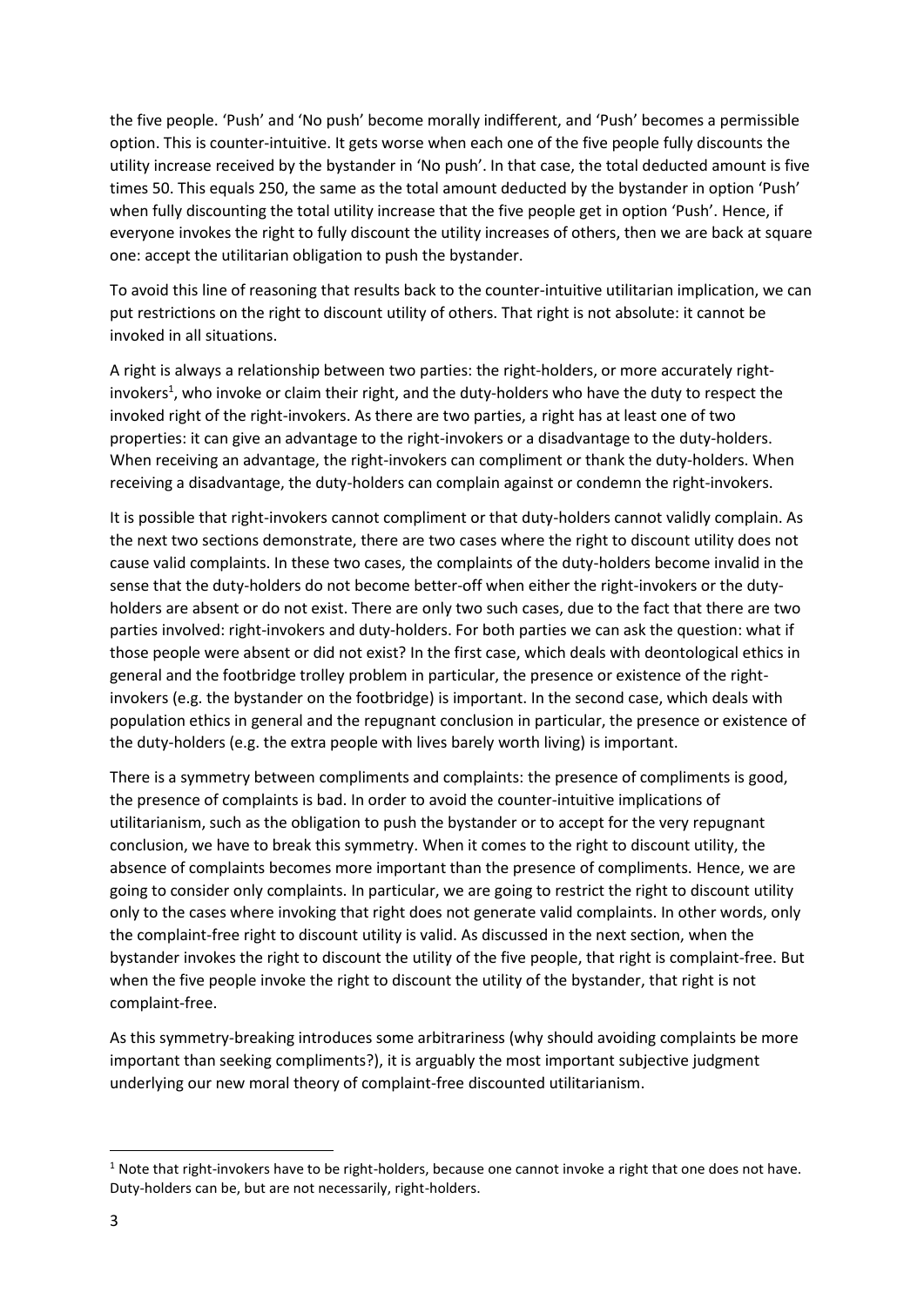the five people. 'Push' and 'No push' become morally indifferent, and 'Push' becomes a permissible option. This is counter-intuitive. It gets worse when each one of the five people fully discounts the utility increase received by the bystander in 'No push'. In that case, the total deducted amount is five times 50. This equals 250, the same as the total amount deducted by the bystander in option 'Push' when fully discounting the total utility increase that the five people get in option 'Push'. Hence, if everyone invokes the right to fully discount the utility increases of others, then we are back at square one: accept the utilitarian obligation to push the bystander.

To avoid this line of reasoning that results back to the counter-intuitive utilitarian implication, we can put restrictions on the right to discount utility of others. That right is not absolute: it cannot be invoked in all situations.

A right is always a relationship between two parties: the right-holders, or more accurately right-invokers[1], who invoke or claim their right, and the duty-holders who have the duty to respect the invoked right of the right-invokers. As there are two parties, a right has at least one of two properties: it can give an advantage to the right-invokers or a disadvantage to the duty-holders. When receiving an advantage, the right-invokers can compliment or thank the duty-holders. When receiving a disadvantage, the duty-holders can complain against or condemn the right-invokers.

It is possible that right-invokers cannot compliment or that duty-holders cannot validly complain. As the next two sections demonstrate, there are two cases where the right to discount utility does not cause valid complaints. In these two cases, the complaints of the duty-holders become invalid in the sense that the duty-holders do not become better-off when either the right-invokers or the duty-holders are absent or do not exist. There are only two such cases, due to the fact that there are two parties involved: right-invokers and duty-holders. For both parties we can ask the question: what if those people were absent or did not exist? In the first case, which deals with deontological ethics in general and the footbridge trolley problem in particular, the presence or existence of the right-invokers (e.g. the bystander on the footbridge) is important. In the second case, which deals with population ethics in general and the repugnant conclusion in particular, the presence or existence of the duty-holders (e.g. the extra people with lives barely worth living) is important.

There is a symmetry between compliments and complaints: the presence of compliments is good, the presence of complaints is bad. In order to avoid the counter-intuitive implications of utilitarianism, such as the obligation to push the bystander or to accept for the very repugnant conclusion, we have to break this symmetry. When it comes to the right to discount utility, the absence of complaints becomes more important than the presence of compliments. Hence, we are going to consider only complaints. In particular, we are going to restrict the right to discount utility only to the cases where invoking that right does not generate valid complaints. In other words, only the complaint-free right to discount utility is valid. As discussed in the next section, when the bystander invokes the right to discount the utility of the five people, that right is complaint-free. But when the five people invoke the right to discount the utility of the bystander, that right is not complaint-free.

As this symmetry-breaking introduces some arbitrariness (why should avoiding complaints be more important than seeking compliments?), it is arguably the most important subjective judgment underlying our new moral theory of complaint-free discounted utilitarianism.

[1] Note that right-invokers have to be right-holders, because one cannot invoke a right that one does not have. Duty-holders can be, but are not necessarily, right-holders.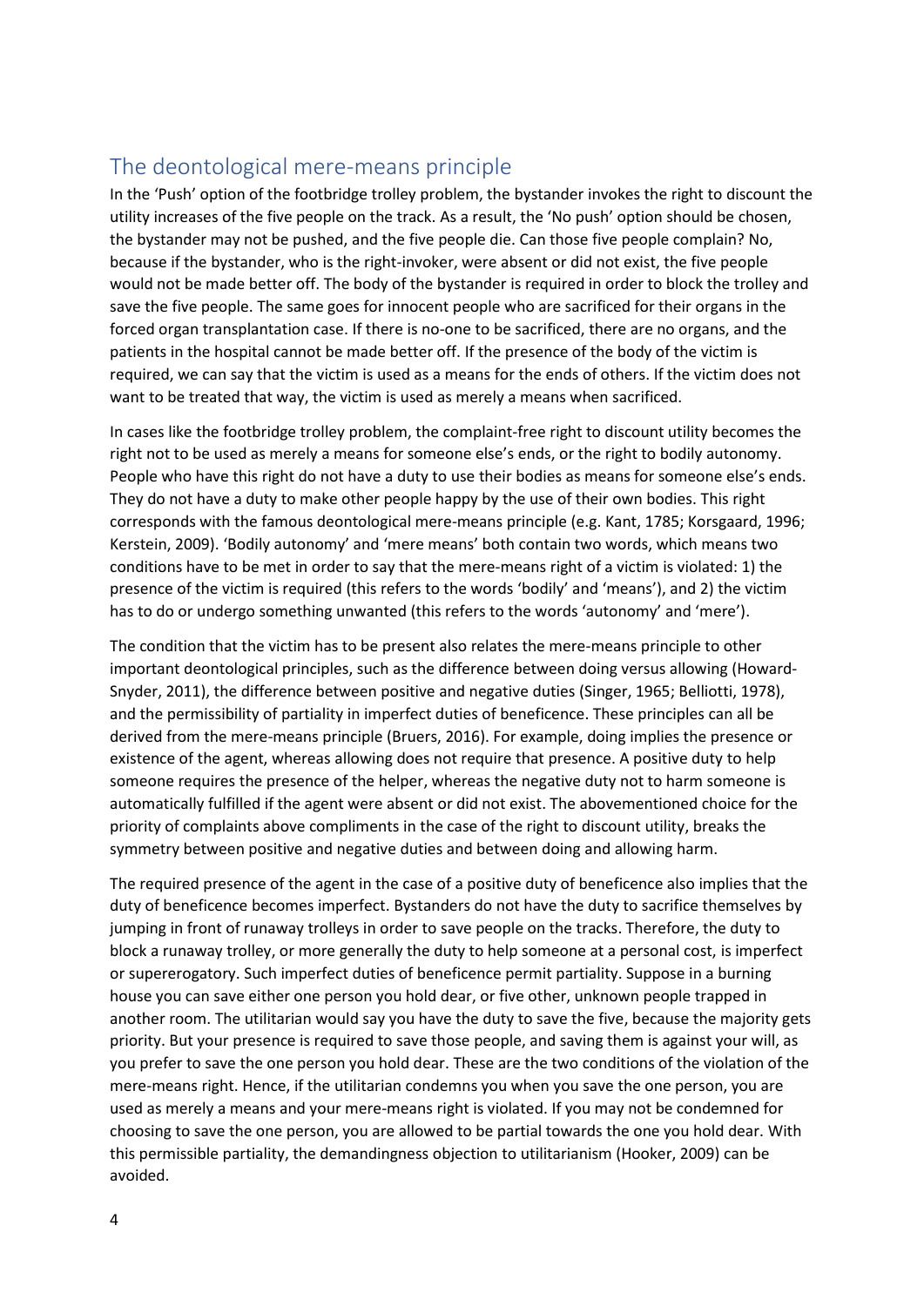## The deontological mere-means principle

In the 'Push' option of the footbridge trolley problem, the bystander invokes the right to discount the utility increases of the five people on the track. As a result, the 'No push' option should be chosen, the bystander may not be pushed, and the five people die. Can those five people complain? No, because if the bystander, who is the right-invoker, were absent or did not exist, the five people would not be made better off. The body of the bystander is required in order to block the trolley and save the five people. The same goes for innocent people who are sacrificed for their organs in the forced organ transplantation case. If there is no-one to be sacrificed, there are no organs, and the patients in the hospital cannot be made better off. If the presence of the body of the victim is required, we can say that the victim is used as a means for the ends of others. If the victim does not want to be treated that way, the victim is used as merely a means when sacrificed.

In cases like the footbridge trolley problem, the complaint-free right to discount utility becomes the right not to be used as merely a means for someone else's ends, or the right to bodily autonomy. People who have this right do not have a duty to use their bodies as means for someone else's ends. They do not have a duty to make other people happy by the use of their own bodies. This right corresponds with the famous deontological mere-means principle (e.g. Kant, 1785; Korsgaard, 1996; Kerstein, 2009). 'Bodily autonomy' and 'mere means' both contain two words, which means two conditions have to be met in order to say that the mere-means right of a victim is violated: 1) the presence of the victim is required (this refers to the words 'bodily' and 'means'), and 2) the victim has to do or undergo something unwanted (this refers to the words 'autonomy' and 'mere').

The condition that the victim has to be present also relates the mere-means principle to other important deontological principles, such as the difference between doing versus allowing (Howard-Snyder, 2011), the difference between positive and negative duties (Singer, 1965; Belliotti, 1978), and the permissibility of partiality in imperfect duties of beneficence. These principles can all be derived from the mere-means principle (Bruers, 2016). For example, doing implies the presence or existence of the agent, whereas allowing does not require that presence. A positive duty to help someone requires the presence of the helper, whereas the negative duty not to harm someone is automatically fulfilled if the agent were absent or did not exist. The abovementioned choice for the priority of complaints above compliments in the case of the right to discount utility, breaks the symmetry between positive and negative duties and between doing and allowing harm.

The required presence of the agent in the case of a positive duty of beneficence also implies that the duty of beneficence becomes imperfect. Bystanders do not have the duty to sacrifice themselves by jumping in front of runaway trolleys in order to save people on the tracks. Therefore, the duty to block a runaway trolley, or more generally the duty to help someone at a personal cost, is imperfect or supererogatory. Such imperfect duties of beneficence permit partiality. Suppose in a burning house you can save either one person you hold dear, or five other, unknown people trapped in another room. The utilitarian would say you have the duty to save the five, because the majority gets priority. But your presence is required to save those people, and saving them is against your will, as you prefer to save the one person you hold dear. These are the two conditions of the violation of the mere-means right. Hence, if the utilitarian condemns you when you save the one person, you are used as merely a means and your mere-means right is violated. If you may not be condemned for choosing to save the one person, you are allowed to be partial towards the one you hold dear. With this permissible partiality, the demandingness objection to utilitarianism (Hooker, 2009) can be avoided.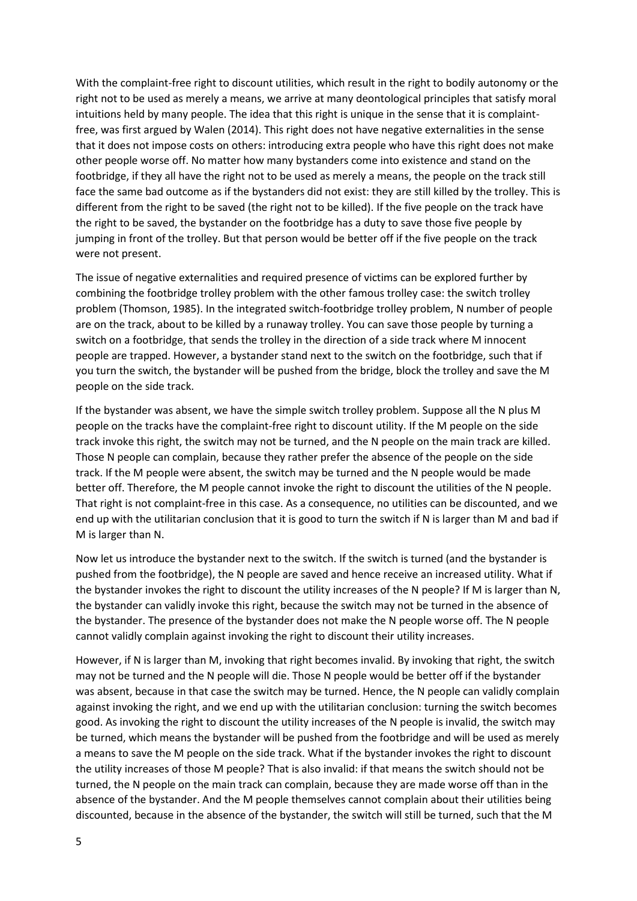With the complaint-free right to discount utilities, which result in the right to bodily autonomy or the right not to be used as merely a means, we arrive at many deontological principles that satisfy moral intuitions held by many people. The idea that this right is unique in the sense that it is complaint-free, was first argued by Walen (2014). This right does not have negative externalities in the sense that it does not impose costs on others: introducing extra people who have this right does not make other people worse off. No matter how many bystanders come into existence and stand on the footbridge, if they all have the right not to be used as merely a means, the people on the track still face the same bad outcome as if the bystanders did not exist: they are still killed by the trolley. This is different from the right to be saved (the right not to be killed). If the five people on the track have the right to be saved, the bystander on the footbridge has a duty to save those five people by jumping in front of the trolley. But that person would be better off if the five people on the track were not present.

The issue of negative externalities and required presence of victims can be explored further by combining the footbridge trolley problem with the other famous trolley case: the switch trolley problem (Thomson, 1985). In the integrated switch-footbridge trolley problem, N number of people are on the track, about to be killed by a runaway trolley. You can save those people by turning a switch on a footbridge, that sends the trolley in the direction of a side track where M innocent people are trapped. However, a bystander stand next to the switch on the footbridge, such that if you turn the switch, the bystander will be pushed from the bridge, block the trolley and save the M people on the side track.

If the bystander was absent, we have the simple switch trolley problem. Suppose all the N plus M people on the tracks have the complaint-free right to discount utility. If the M people on the side track invoke this right, the switch may not be turned, and the N people on the main track are killed. Those N people can complain, because they rather prefer the absence of the people on the side track. If the M people were absent, the switch may be turned and the N people would be made better off. Therefore, the M people cannot invoke the right to discount the utilities of the N people. That right is not complaint-free in this case. As a consequence, no utilities can be discounted, and we end up with the utilitarian conclusion that it is good to turn the switch if N is larger than M and bad if M is larger than N.

Now let us introduce the bystander next to the switch. If the switch is turned (and the bystander is pushed from the footbridge), the N people are saved and hence receive an increased utility. What if the bystander invokes the right to discount the utility increases of the N people? If M is larger than N, the bystander can validly invoke this right, because the switch may not be turned in the absence of the bystander. The presence of the bystander does not make the N people worse off. The N people cannot validly complain against invoking the right to discount their utility increases.

However, if N is larger than M, invoking that right becomes invalid. By invoking that right, the switch may not be turned and the N people will die. Those N people would be better off if the bystander was absent, because in that case the switch may be turned. Hence, the N people can validly complain against invoking the right, and we end up with the utilitarian conclusion: turning the switch becomes good. As invoking the right to discount the utility increases of the N people is invalid, the switch may be turned, which means the bystander will be pushed from the footbridge and will be used as merely a means to save the M people on the side track. What if the bystander invokes the right to discount the utility increases of those M people? That is also invalid: if that means the switch should not be turned, the N people on the main track can complain, because they are made worse off than in the absence of the bystander. And the M people themselves cannot complain about their utilities being discounted, because in the absence of the bystander, the switch will still be turned, such that the M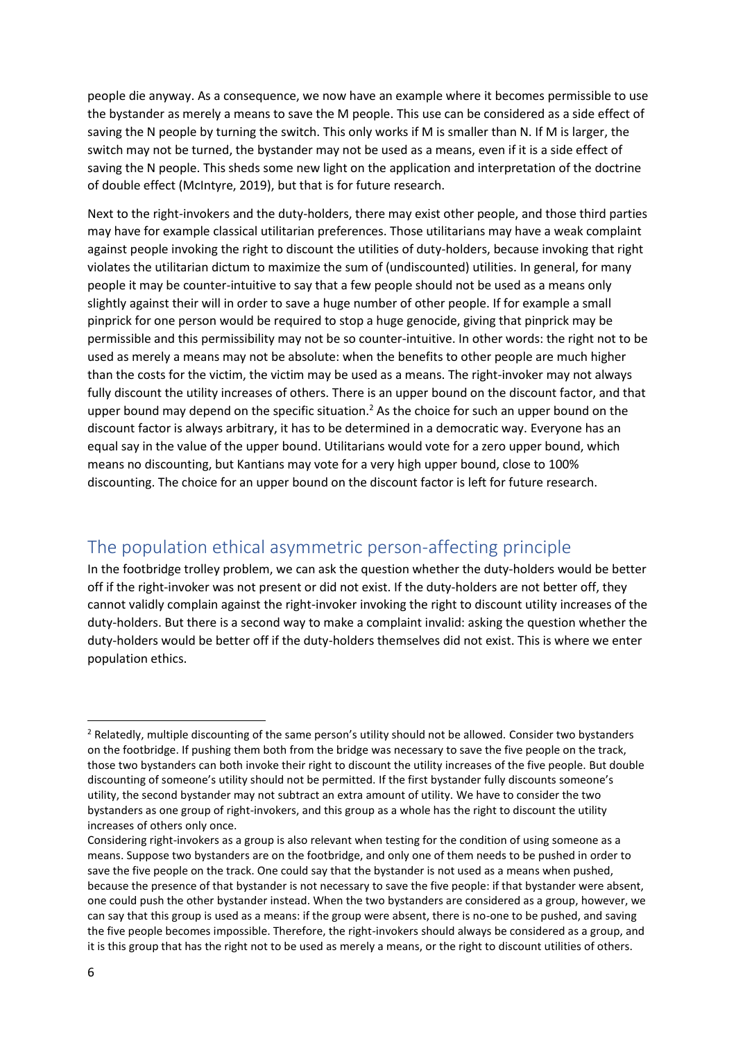people die anyway. As a consequence, we now have an example where it becomes permissible to use the bystander as merely a means to save the M people. This use can be considered as a side effect of saving the N people by turning the switch. This only works if M is smaller than N. If M is larger, the switch may not be turned, the bystander may not be used as a means, even if it is a side effect of saving the N people. This sheds some new light on the application and interpretation of the doctrine of double effect (McIntyre, 2019), but that is for future research.

Next to the right-invokers and the duty-holders, there may exist other people, and those third parties may have for example classical utilitarian preferences. Those utilitarians may have a weak complaint against people invoking the right to discount the utilities of duty-holders, because invoking that right violates the utilitarian dictum to maximize the sum of (undiscounted) utilities. In general, for many people it may be counter-intuitive to say that a few people should not be used as a means only slightly against their will in order to save a huge number of other people. If for example a small pinprick for one person would be required to stop a huge genocide, giving that pinprick may be permissible and this permissibility may not be so counter-intuitive. In other words: the right not to be used as merely a means may not be absolute: when the benefits to other people are much higher than the costs for the victim, the victim may be used as a means. The right-invoker may not always fully discount the utility increases of others. There is an upper bound on the discount factor, and that upper bound may depend on the specific situation.[2] As the choice for such an upper bound on the discount factor is always arbitrary, it has to be determined in a democratic way. Everyone has an equal say in the value of the upper bound. Utilitarians would vote for a zero upper bound, which means no discounting, but Kantians may vote for a very high upper bound, close to 100% discounting. The choice for an upper bound on the discount factor is left for future research.

## The population ethical asymmetric person-affecting principle

In the footbridge trolley problem, we can ask the question whether the duty-holders would be better off if the right-invoker was not present or did not exist. If the duty-holders are not better off, they cannot validly complain against the right-invoker invoking the right to discount utility increases of the duty-holders. But there is a second way to make a complaint invalid: asking the question whether the duty-holders would be better off if the duty-holders themselves did not exist. This is where we enter population ethics.

---

[2] Relatedly, multiple discounting of the same person's utility should not be allowed. Consider two bystanders on the footbridge. If pushing them both from the bridge was necessary to save the five people on the track, those two bystanders can both invoke their right to discount the utility increases of the five people. But double discounting of someone's utility should not be permitted. If the first bystander fully discounts someone's utility, the second bystander may not subtract an extra amount of utility. We have to consider the two bystanders as one group of right-invokers, and this group as a whole has the right to discount the utility increases of others only once.

Considering right-invokers as a group is also relevant when testing for the condition of using someone as a means. Suppose two bystanders are on the footbridge, and only one of them needs to be pushed in order to save the five people on the track. One could say that the bystander is not used as a means when pushed, because the presence of that bystander is not necessary to save the five people: if that bystander were absent, one could push the other bystander instead. When the two bystanders are considered as a group, however, we can say that this group is used as a means: if the group were absent, there is no-one to be pushed, and saving the five people becomes impossible. Therefore, the right-invokers should always be considered as a group, and it is this group that has the right not to be used as merely a means, or the right to discount utilities of others.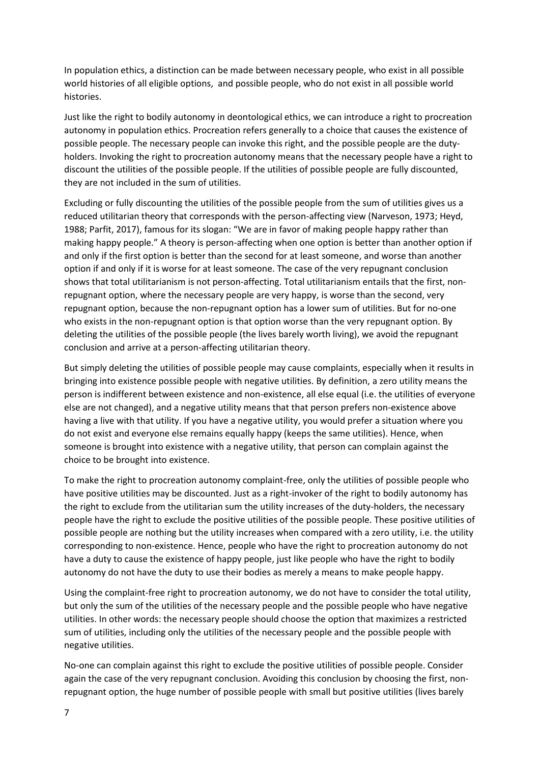In population ethics, a distinction can be made between necessary people, who exist in all possible world histories of all eligible options,  and possible people, who do not exist in all possible world histories.

Just like the right to bodily autonomy in deontological ethics, we can introduce a right to procreation autonomy in population ethics. Procreation refers generally to a choice that causes the existence of possible people. The necessary people can invoke this right, and the possible people are the duty-holders. Invoking the right to procreation autonomy means that the necessary people have a right to discount the utilities of the possible people. If the utilities of possible people are fully discounted, they are not included in the sum of utilities.

Excluding or fully discounting the utilities of the possible people from the sum of utilities gives us a reduced utilitarian theory that corresponds with the person-affecting view (Narveson, 1973; Heyd, 1988; Parfit, 2017), famous for its slogan: "We are in favor of making people happy rather than making happy people." A theory is person-affecting when one option is better than another option if and only if the first option is better than the second for at least someone, and worse than another option if and only if it is worse for at least someone. The case of the very repugnant conclusion shows that total utilitarianism is not person-affecting. Total utilitarianism entails that the first, non-repugnant option, where the necessary people are very happy, is worse than the second, very repugnant option, because the non-repugnant option has a lower sum of utilities. But for no-one who exists in the non-repugnant option is that option worse than the very repugnant option. By deleting the utilities of the possible people (the lives barely worth living), we avoid the repugnant conclusion and arrive at a person-affecting utilitarian theory.

But simply deleting the utilities of possible people may cause complaints, especially when it results in bringing into existence possible people with negative utilities. By definition, a zero utility means the person is indifferent between existence and non-existence, all else equal (i.e. the utilities of everyone else are not changed), and a negative utility means that that person prefers non-existence above having a live with that utility. If you have a negative utility, you would prefer a situation where you do not exist and everyone else remains equally happy (keeps the same utilities). Hence, when someone is brought into existence with a negative utility, that person can complain against the choice to be brought into existence.

To make the right to procreation autonomy complaint-free, only the utilities of possible people who have positive utilities may be discounted. Just as a right-invoker of the right to bodily autonomy has the right to exclude from the utilitarian sum the utility increases of the duty-holders, the necessary people have the right to exclude the positive utilities of the possible people. These positive utilities of possible people are nothing but the utility increases when compared with a zero utility, i.e. the utility corresponding to non-existence. Hence, people who have the right to procreation autonomy do not have a duty to cause the existence of happy people, just like people who have the right to bodily autonomy do not have the duty to use their bodies as merely a means to make people happy.

Using the complaint-free right to procreation autonomy, we do not have to consider the total utility, but only the sum of the utilities of the necessary people and the possible people who have negative utilities. In other words: the necessary people should choose the option that maximizes a restricted sum of utilities, including only the utilities of the necessary people and the possible people with negative utilities.

No-one can complain against this right to exclude the positive utilities of possible people. Consider again the case of the very repugnant conclusion. Avoiding this conclusion by choosing the first, non-repugnant option, the huge number of possible people with small but positive utilities (lives barely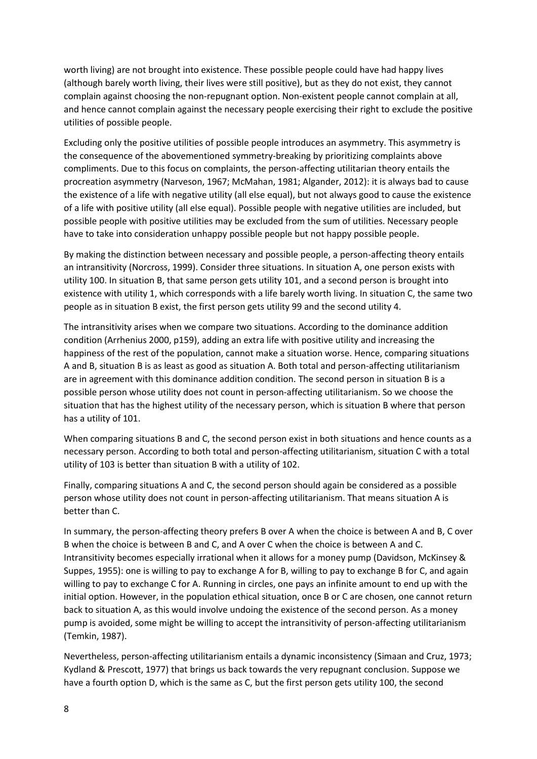worth living) are not brought into existence. These possible people could have had happy lives (although barely worth living, their lives were still positive), but as they do not exist, they cannot complain against choosing the non-repugnant option. Non-existent people cannot complain at all, and hence cannot complain against the necessary people exercising their right to exclude the positive utilities of possible people.

Excluding only the positive utilities of possible people introduces an asymmetry. This asymmetry is the consequence of the abovementioned symmetry-breaking by prioritizing complaints above compliments. Due to this focus on complaints, the person-affecting utilitarian theory entails the procreation asymmetry (Narveson, 1967; McMahan, 1981; Algander, 2012): it is always bad to cause the existence of a life with negative utility (all else equal), but not always good to cause the existence of a life with positive utility (all else equal). Possible people with negative utilities are included, but possible people with positive utilities may be excluded from the sum of utilities. Necessary people have to take into consideration unhappy possible people but not happy possible people.

By making the distinction between necessary and possible people, a person-affecting theory entails an intransitivity (Norcross, 1999). Consider three situations. In situation A, one person exists with utility 100. In situation B, that same person gets utility 101, and a second person is brought into existence with utility 1, which corresponds with a life barely worth living. In situation C, the same two people as in situation B exist, the first person gets utility 99 and the second utility 4.

The intransitivity arises when we compare two situations. According to the dominance addition condition (Arrhenius 2000, p159), adding an extra life with positive utility and increasing the happiness of the rest of the population, cannot make a situation worse. Hence, comparing situations A and B, situation B is as least as good as situation A. Both total and person-affecting utilitarianism are in agreement with this dominance addition condition. The second person in situation B is a possible person whose utility does not count in person-affecting utilitarianism. So we choose the situation that has the highest utility of the necessary person, which is situation B where that person has a utility of 101.

When comparing situations B and C, the second person exist in both situations and hence counts as a necessary person. According to both total and person-affecting utilitarianism, situation C with a total utility of 103 is better than situation B with a utility of 102.

Finally, comparing situations A and C, the second person should again be considered as a possible person whose utility does not count in person-affecting utilitarianism. That means situation A is better than C.

In summary, the person-affecting theory prefers B over A when the choice is between A and B, C over B when the choice is between B and C, and A over C when the choice is between A and C. Intransitivity becomes especially irrational when it allows for a money pump (Davidson, McKinsey & Suppes, 1955): one is willing to pay to exchange A for B, willing to pay to exchange B for C, and again willing to pay to exchange C for A. Running in circles, one pays an infinite amount to end up with the initial option. However, in the population ethical situation, once B or C are chosen, one cannot return back to situation A, as this would involve undoing the existence of the second person. As a money pump is avoided, some might be willing to accept the intransitivity of person-affecting utilitarianism (Temkin, 1987).

Nevertheless, person-affecting utilitarianism entails a dynamic inconsistency (Simaan and Cruz, 1973; Kydland & Prescott, 1977) that brings us back towards the very repugnant conclusion. Suppose we have a fourth option D, which is the same as C, but the first person gets utility 100, the second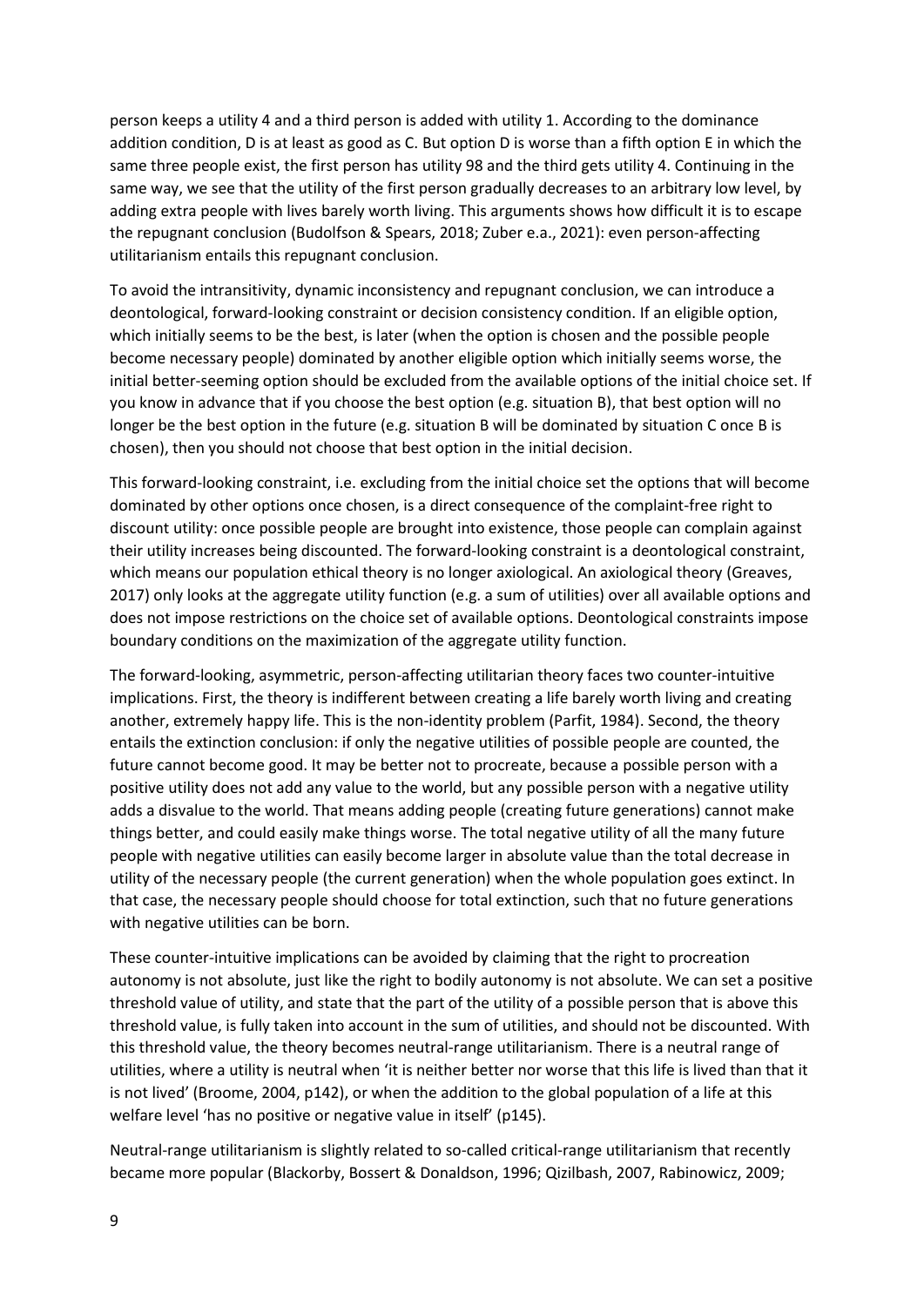person keeps a utility 4 and a third person is added with utility 1. According to the dominance addition condition, D is at least as good as C. But option D is worse than a fifth option E in which the same three people exist, the first person has utility 98 and the third gets utility 4. Continuing in the same way, we see that the utility of the first person gradually decreases to an arbitrary low level, by adding extra people with lives barely worth living. This arguments shows how difficult it is to escape the repugnant conclusion (Budolfson & Spears, 2018; Zuber e.a., 2021): even person-affecting utilitarianism entails this repugnant conclusion.

To avoid the intransitivity, dynamic inconsistency and repugnant conclusion, we can introduce a deontological, forward-looking constraint or decision consistency condition. If an eligible option, which initially seems to be the best, is later (when the option is chosen and the possible people become necessary people) dominated by another eligible option which initially seems worse, the initial better-seeming option should be excluded from the available options of the initial choice set. If you know in advance that if you choose the best option (e.g. situation B), that best option will no longer be the best option in the future (e.g. situation B will be dominated by situation C once B is chosen), then you should not choose that best option in the initial decision.

This forward-looking constraint, i.e. excluding from the initial choice set the options that will become dominated by other options once chosen, is a direct consequence of the complaint-free right to discount utility: once possible people are brought into existence, those people can complain against their utility increases being discounted. The forward-looking constraint is a deontological constraint, which means our population ethical theory is no longer axiological. An axiological theory (Greaves, 2017) only looks at the aggregate utility function (e.g. a sum of utilities) over all available options and does not impose restrictions on the choice set of available options. Deontological constraints impose boundary conditions on the maximization of the aggregate utility function.

The forward-looking, asymmetric, person-affecting utilitarian theory faces two counter-intuitive implications. First, the theory is indifferent between creating a life barely worth living and creating another, extremely happy life. This is the non-identity problem (Parfit, 1984). Second, the theory entails the extinction conclusion: if only the negative utilities of possible people are counted, the future cannot become good. It may be better not to procreate, because a possible person with a positive utility does not add any value to the world, but any possible person with a negative utility adds a disvalue to the world. That means adding people (creating future generations) cannot make things better, and could easily make things worse. The total negative utility of all the many future people with negative utilities can easily become larger in absolute value than the total decrease in utility of the necessary people (the current generation) when the whole population goes extinct. In that case, the necessary people should choose for total extinction, such that no future generations with negative utilities can be born.

These counter-intuitive implications can be avoided by claiming that the right to procreation autonomy is not absolute, just like the right to bodily autonomy is not absolute. We can set a positive threshold value of utility, and state that the part of the utility of a possible person that is above this threshold value, is fully taken into account in the sum of utilities, and should not be discounted. With this threshold value, the theory becomes neutral-range utilitarianism. There is a neutral range of utilities, where a utility is neutral when 'it is neither better nor worse that this life is lived than that it is not lived' (Broome, 2004, p142), or when the addition to the global population of a life at this welfare level 'has no positive or negative value in itself' (p145).

Neutral-range utilitarianism is slightly related to so-called critical-range utilitarianism that recently became more popular (Blackorby, Bossert & Donaldson, 1996; Qizilbash, 2007, Rabinowicz, 2009;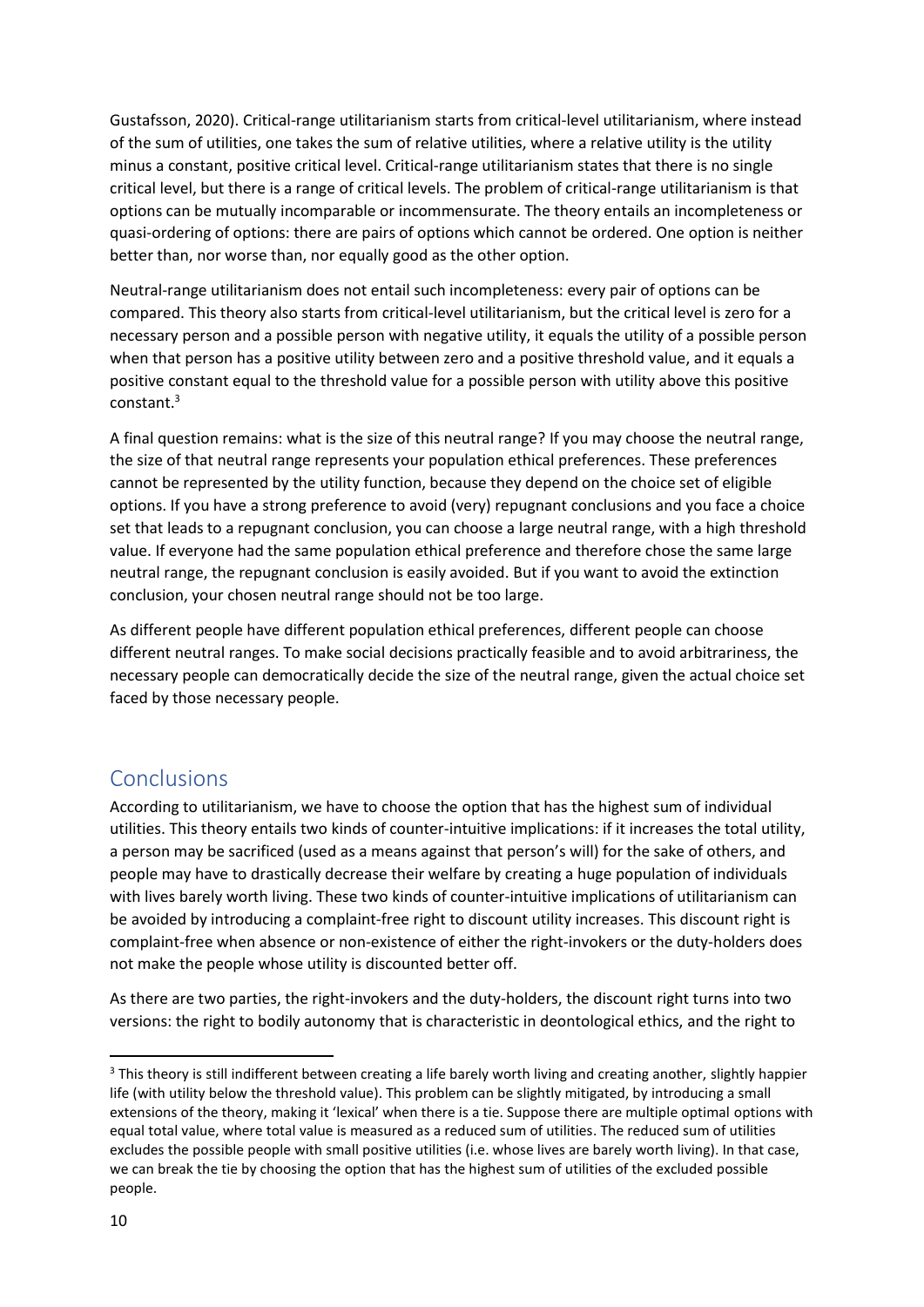Gustafsson, 2020). Critical-range utilitarianism starts from critical-level utilitarianism, where instead of the sum of utilities, one takes the sum of relative utilities, where a relative utility is the utility minus a constant, positive critical level. Critical-range utilitarianism states that there is no single critical level, but there is a range of critical levels. The problem of critical-range utilitarianism is that options can be mutually incomparable or incommensurate. The theory entails an incompleteness or quasi-ordering of options: there are pairs of options which cannot be ordered. One option is neither better than, nor worse than, nor equally good as the other option.

Neutral-range utilitarianism does not entail such incompleteness: every pair of options can be compared. This theory also starts from critical-level utilitarianism, but the critical level is zero for a necessary person and a possible person with negative utility, it equals the utility of a possible person when that person has a positive utility between zero and a positive threshold value, and it equals a positive constant equal to the threshold value for a possible person with utility above this positive constant.[3]

A final question remains: what is the size of this neutral range? If you may choose the neutral range, the size of that neutral range represents your population ethical preferences. These preferences cannot be represented by the utility function, because they depend on the choice set of eligible options. If you have a strong preference to avoid (very) repugnant conclusions and you face a choice set that leads to a repugnant conclusion, you can choose a large neutral range, with a high threshold value. If everyone had the same population ethical preference and therefore chose the same large neutral range, the repugnant conclusion is easily avoided. But if you want to avoid the extinction conclusion, your chosen neutral range should not be too large.

As different people have different population ethical preferences, different people can choose different neutral ranges. To make social decisions practically feasible and to avoid arbitrariness, the necessary people can democratically decide the size of the neutral range, given the actual choice set faced by those necessary people.

## Conclusions

According to utilitarianism, we have to choose the option that has the highest sum of individual utilities. This theory entails two kinds of counter-intuitive implications: if it increases the total utility, a person may be sacrificed (used as a means against that person's will) for the sake of others, and people may have to drastically decrease their welfare by creating a huge population of individuals with lives barely worth living. These two kinds of counter-intuitive implications of utilitarianism can be avoided by introducing a complaint-free right to discount utility increases. This discount right is complaint-free when absence or non-existence of either the right-invokers or the duty-holders does not make the people whose utility is discounted better off.

As there are two parties, the right-invokers and the duty-holders, the discount right turns into two versions: the right to bodily autonomy that is characteristic in deontological ethics, and the right to

[3] This theory is still indifferent between creating a life barely worth living and creating another, slightly happier life (with utility below the threshold value). This problem can be slightly mitigated, by introducing a small extensions of the theory, making it 'lexical' when there is a tie. Suppose there are multiple optimal options with equal total value, where total value is measured as a reduced sum of utilities. The reduced sum of utilities excludes the possible people with small positive utilities (i.e. whose lives are barely worth living). In that case, we can break the tie by choosing the option that has the highest sum of utilities of the excluded possible people.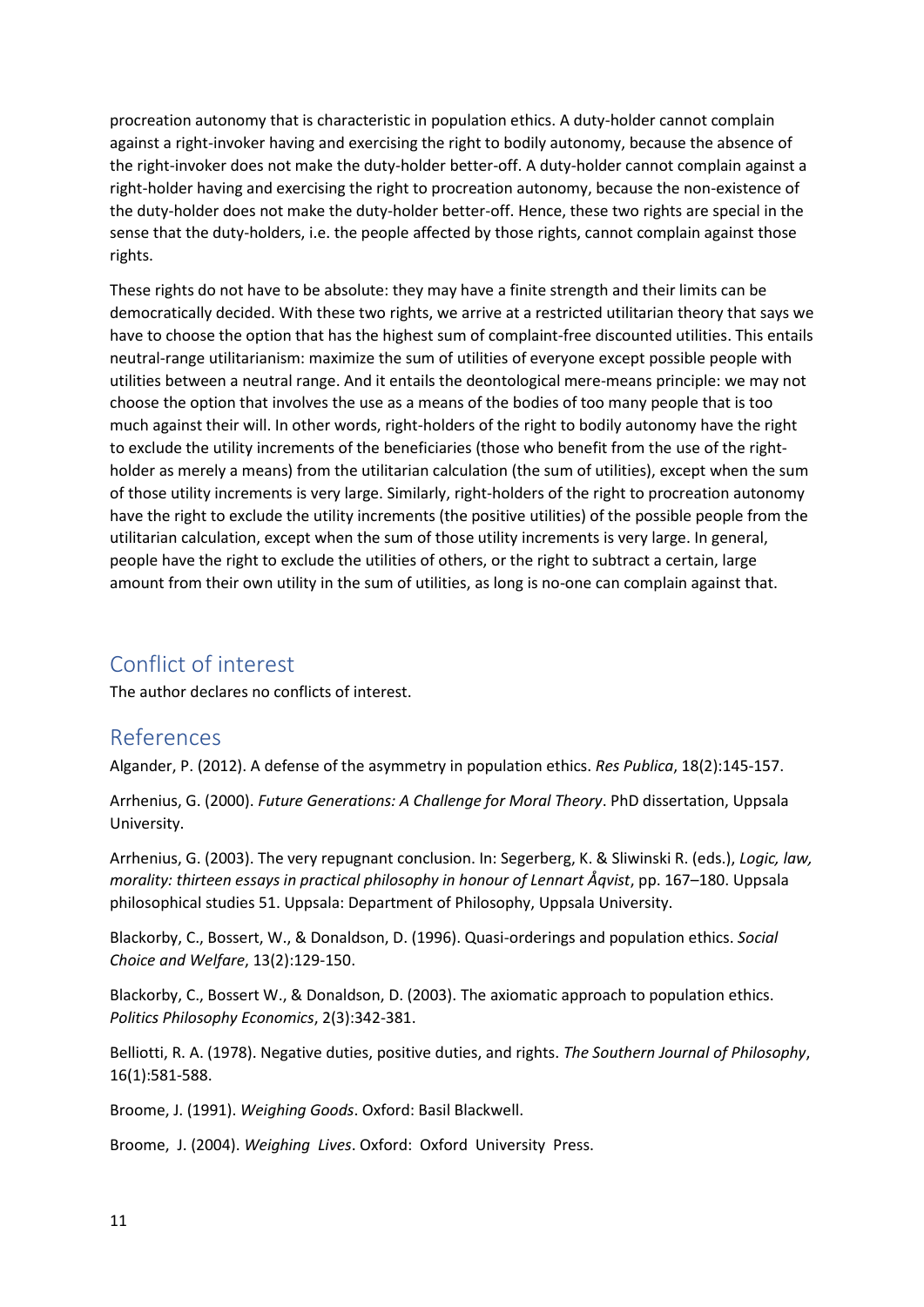procreation autonomy that is characteristic in population ethics. A duty-holder cannot complain against a right-invoker having and exercising the right to bodily autonomy, because the absence of the right-invoker does not make the duty-holder better-off. A duty-holder cannot complain against a right-holder having and exercising the right to procreation autonomy, because the non-existence of the duty-holder does not make the duty-holder better-off. Hence, these two rights are special in the sense that the duty-holders, i.e. the people affected by those rights, cannot complain against those rights.

These rights do not have to be absolute: they may have a finite strength and their limits can be democratically decided. With these two rights, we arrive at a restricted utilitarian theory that says we have to choose the option that has the highest sum of complaint-free discounted utilities. This entails neutral-range utilitarianism: maximize the sum of utilities of everyone except possible people with utilities between a neutral range. And it entails the deontological mere-means principle: we may not choose the option that involves the use as a means of the bodies of too many people that is too much against their will. In other words, right-holders of the right to bodily autonomy have the right to exclude the utility increments of the beneficiaries (those who benefit from the use of the right-holder as merely a means) from the utilitarian calculation (the sum of utilities), except when the sum of those utility increments is very large. Similarly, right-holders of the right to procreation autonomy have the right to exclude the utility increments (the positive utilities) of the possible people from the utilitarian calculation, except when the sum of those utility increments is very large. In general, people have the right to exclude the utilities of others, or the right to subtract a certain, large amount from their own utility in the sum of utilities, as long is no-one can complain against that.

## Conflict of interest

The author declares no conflicts of interest.

## References

Algander, P. (2012). A defense of the asymmetry in population ethics. *Res Publica*, 18(2):145-157.

Arrhenius, G. (2000). *Future Generations: A Challenge for Moral Theory*. PhD dissertation, Uppsala University.

Arrhenius, G. (2003). The very repugnant conclusion. In: Segerberg, K. & Sliwinski R. (eds.), *Logic, law, morality: thirteen essays in practical philosophy in honour of Lennart Åqvist*, pp. 167–180. Uppsala philosophical studies 51. Uppsala: Department of Philosophy, Uppsala University.

Blackorby, C., Bossert, W., & Donaldson, D. (1996). Quasi-orderings and population ethics. *Social Choice and Welfare*, 13(2):129-150.

Blackorby, C., Bossert W., & Donaldson, D. (2003). The axiomatic approach to population ethics. *Politics Philosophy Economics*, 2(3):342-381.

Belliotti, R. A. (1978). Negative duties, positive duties, and rights. *The Southern Journal of Philosophy*, 16(1):581-588.

Broome, J. (1991). *Weighing Goods*. Oxford: Basil Blackwell.

Broome, J. (2004). *Weighing Lives*. Oxford: Oxford University Press.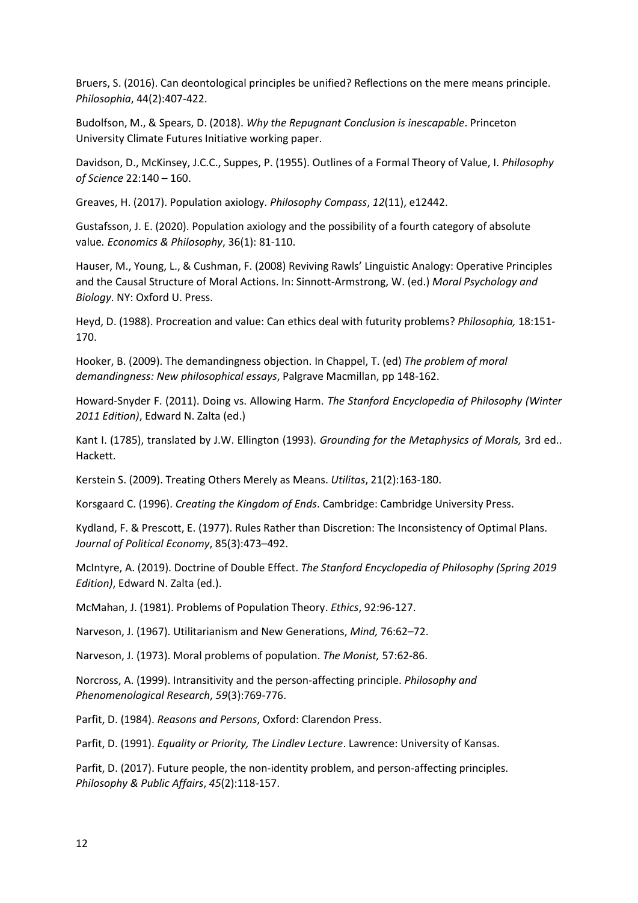Bruers, S. (2016). Can deontological principles be unified? Reflections on the mere means principle. *Philosophia*, 44(2):407-422.

Budolfson, M., & Spears, D. (2018). *Why the Repugnant Conclusion is inescapable*. Princeton University Climate Futures Initiative working paper.

Davidson, D., McKinsey, J.C.C., Suppes, P. (1955). Outlines of a Formal Theory of Value, I. *Philosophy of Science* 22:140 – 160.

Greaves, H. (2017). Population axiology. *Philosophy Compass*, *12*(11), e12442.

Gustafsson, J. E. (2020). Population axiology and the possibility of a fourth category of absolute value*. Economics & Philosophy*, 36(1): 81-110.

Hauser, M., Young, L., & Cushman, F. (2008) Reviving Rawls' Linguistic Analogy: Operative Principles and the Causal Structure of Moral Actions. In: Sinnott-Armstrong, W. (ed.) *Moral Psychology and Biology*. NY: Oxford U. Press.

Heyd, D. (1988). Procreation and value: Can ethics deal with futurity problems? *Philosophia,* 18:151-170.

Hooker, B. (2009). The demandingness objection. In Chappel, T. (ed) *The problem of moral demandingness: New philosophical essays*, Palgrave Macmillan, pp 148-162.

Howard-Snyder F. (2011). Doing vs. Allowing Harm. *The Stanford Encyclopedia of Philosophy (Winter 2011 Edition)*, Edward N. Zalta (ed.)

Kant I. (1785), translated by J.W. Ellington (1993). *Grounding for the Metaphysics of Morals,* 3rd ed.. Hackett.

Kerstein S. (2009). Treating Others Merely as Means. *Utilitas*, 21(2):163-180.

Korsgaard C. (1996). *Creating the Kingdom of Ends*. Cambridge: Cambridge University Press.

Kydland, F. & Prescott, E. (1977). Rules Rather than Discretion: The Inconsistency of Optimal Plans. *Journal of Political Economy*, 85(3):473–492.

McIntyre, A. (2019). Doctrine of Double Effect. *The Stanford Encyclopedia of Philosophy (Spring 2019 Edition)*, Edward N. Zalta (ed.).

McMahan, J. (1981). Problems of Population Theory. *Ethics*, 92:96-127.

Narveson, J. (1967). Utilitarianism and New Generations, *Mind,* 76:62–72.

Narveson, J. (1973). Moral problems of population. *The Monist,* 57:62-86.

Norcross, A. (1999). Intransitivity and the person-affecting principle. *Philosophy and Phenomenological Research*, *59*(3):769-776.

Parfit, D. (1984). *Reasons and Persons*, Oxford: Clarendon Press.

Parfit, D. (1991). *Equality or Priority, The Lindlev Lecture*. Lawrence: University of Kansas.

Parfit, D. (2017). Future people, the non-identity problem, and person-affecting principles. *Philosophy & Public Affairs*, *45*(2):118-157.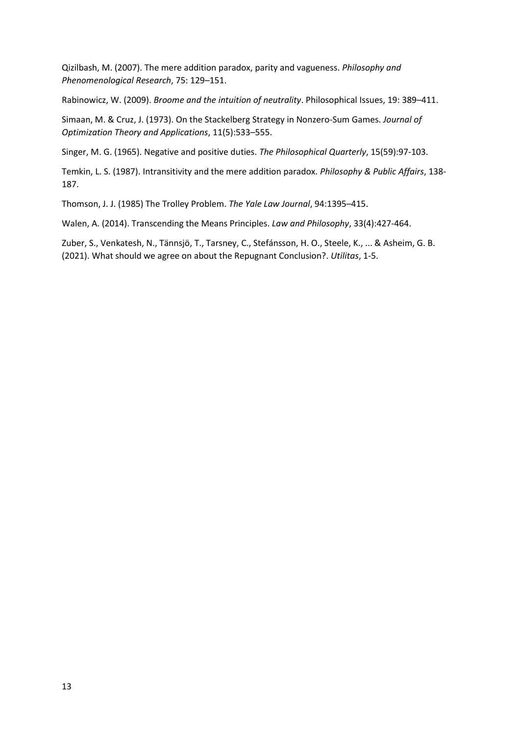Qizilbash, M. (2007). The mere addition paradox, parity and vagueness. *Philosophy and Phenomenological Research*, 75: 129–151.

Rabinowicz, W. (2009). *Broome and the intuition of neutrality*. Philosophical Issues, 19: 389–411.

Simaan, M. & Cruz, J. (1973). On the Stackelberg Strategy in Nonzero-Sum Games. *Journal of Optimization Theory and Applications*, 11(5):533–555.

Singer, M. G. (1965). Negative and positive duties. *The Philosophical Quarterly*, 15(59):97-103.

Temkin, L. S. (1987). Intransitivity and the mere addition paradox. *Philosophy & Public Affairs*, 138-187.

Thomson, J. J. (1985) The Trolley Problem. *The Yale Law Journal*, 94:1395–415.

Walen, A. (2014). Transcending the Means Principles. *Law and Philosophy*, 33(4):427-464.

Zuber, S., Venkatesh, N., Tännsjö, T., Tarsney, C., Stefánsson, H. O., Steele, K., ... & Asheim, G. B. (2021). What should we agree on about the Repugnant Conclusion?. *Utilitas*, 1-5.